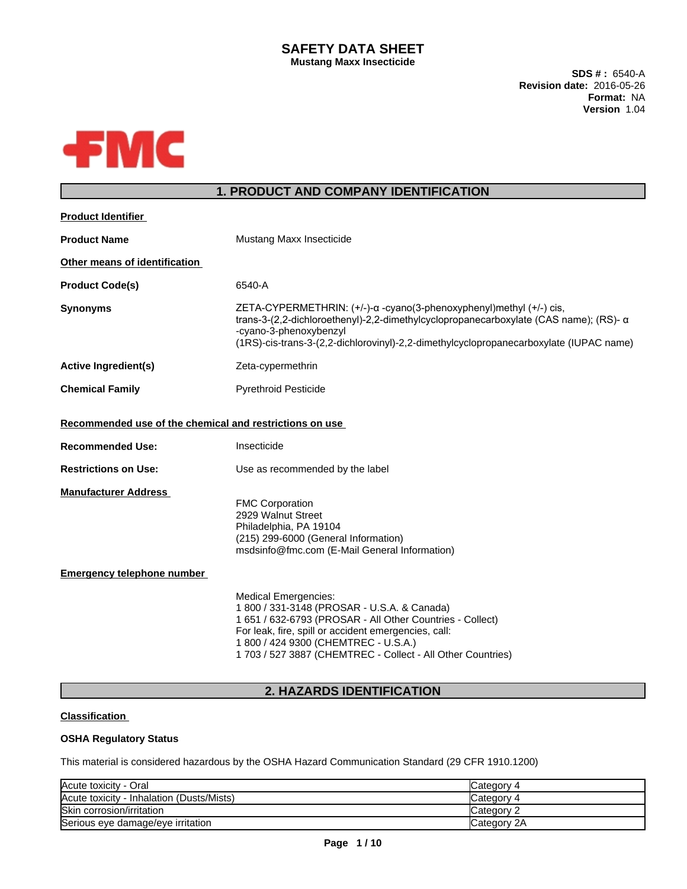# SAFETY DATA SHEET

**Mustang Maxx Insecticide**

**SDS # :** 6540-A
**Revision date:** 2016-05-26
**Format:** NA
**Version** 1.04

## 1. PRODUCT AND COMPANY IDENTIFICATION

**Product Identifier**

**Product Name** Mustang Maxx Insecticide

**Other means of identification**

**Product Code(s)** 6540-A

**Synonyms** ZETA-CYPERMETHRIN: (+/-)-α -cyano(3-phenoxyphenyl)methyl (+/-) cis, trans-3-(2,2-dichloroethenyl)-2,2-dimethylcyclopropanecarboxylate (CAS name); (RS)- α -cyano-3-phenoxybenzyl (1RS)-cis-trans-3-(2,2-dichlorovinyl)-2,2-dimethylcyclopropanecarboxylate (IUPAC name)

**Active Ingredient(s)** Zeta-cypermethrin

**Chemical Family** Pyrethroid Pesticide

**Recommended use of the chemical and restrictions on use**

**Recommended Use:** Insecticide

**Restrictions on Use:** Use as recommended by the label

**Manufacturer Address**

FMC Corporation
2929 Walnut Street
Philadelphia, PA 19104
(215) 299-6000 (General Information)
msdsinfo@fmc.com (E-Mail General Information)

**Emergency telephone number**

Medical Emergencies:
1 800 / 331-3148 (PROSAR - U.S.A. & Canada)
1 651 / 632-6793 (PROSAR - All Other Countries - Collect)
For leak, fire, spill or accident emergencies, call:
1 800 / 424 9300 (CHEMTREC - U.S.A.)
1 703 / 527 3887 (CHEMTREC - Collect - All Other Countries)

## 2. HAZARDS IDENTIFICATION

**Classification**

**OSHA Regulatory Status**

This material is considered hazardous by the OSHA Hazard Communication Standard (29 CFR 1910.1200)

| Hazard | Category |
|---|---|
| Acute toxicity - Oral | Category 4 |
| Acute toxicity - Inhalation (Dusts/Mists) | Category 4 |
| Skin corrosion/irritation | Category 2 |
| Serious eye damage/eye irritation | Category 2A |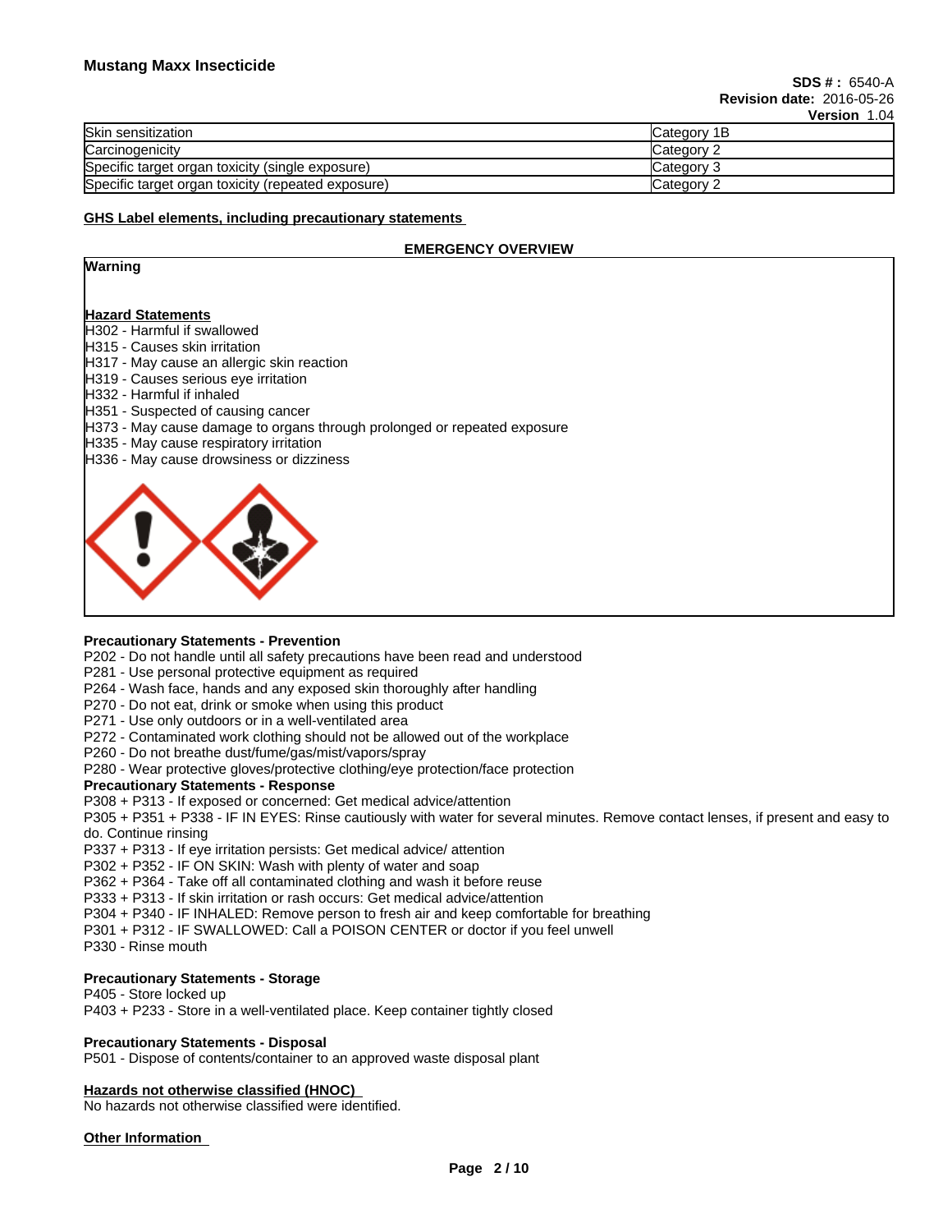| Skin sensitization | Category 1B |
|---|---|
| Carcinogenicity | Category 2 |
| Specific target organ toxicity (single exposure) | Category 3 |
| Specific target organ toxicity (repeated exposure) | Category 2 |

## GHS Label elements, including precautionary statements

**EMERGENCY OVERVIEW**

**Warning**

**Hazard Statements**

H302 - Harmful if swallowed
H315 - Causes skin irritation
H317 - May cause an allergic skin reaction
H319 - Causes serious eye irritation
H332 - Harmful if inhaled
H351 - Suspected of causing cancer
H373 - May cause damage to organs through prolonged or repeated exposure
H335 - May cause respiratory irritation
H336 - May cause drowsiness or dizziness

**Precautionary Statements - Prevention**

P202 - Do not handle until all safety precautions have been read and understood
P281 - Use personal protective equipment as required
P264 - Wash face, hands and any exposed skin thoroughly after handling
P270 - Do not eat, drink or smoke when using this product
P271 - Use only outdoors or in a well-ventilated area
P272 - Contaminated work clothing should not be allowed out of the workplace
P260 - Do not breathe dust/fume/gas/mist/vapors/spray
P280 - Wear protective gloves/protective clothing/eye protection/face protection

**Precautionary Statements - Response**

P308 + P313 - If exposed or concerned: Get medical advice/attention
P305 + P351 + P338 - IF IN EYES: Rinse cautiously with water for several minutes. Remove contact lenses, if present and easy to do. Continue rinsing
P337 + P313 - If eye irritation persists: Get medical advice/ attention
P302 + P352 - IF ON SKIN: Wash with plenty of water and soap
P362 + P364 - Take off all contaminated clothing and wash it before reuse
P333 + P313 - If skin irritation or rash occurs: Get medical advice/attention
P304 + P340 - IF INHALED: Remove person to fresh air and keep comfortable for breathing
P301 + P312 - IF SWALLOWED: Call a POISON CENTER or doctor if you feel unwell
P330 - Rinse mouth

**Precautionary Statements - Storage**

P405 - Store locked up
P403 + P233 - Store in a well-ventilated place. Keep container tightly closed

**Precautionary Statements - Disposal**

P501 - Dispose of contents/container to an approved waste disposal plant

## Hazards not otherwise classified (HNOC)

No hazards not otherwise classified were identified.

## Other Information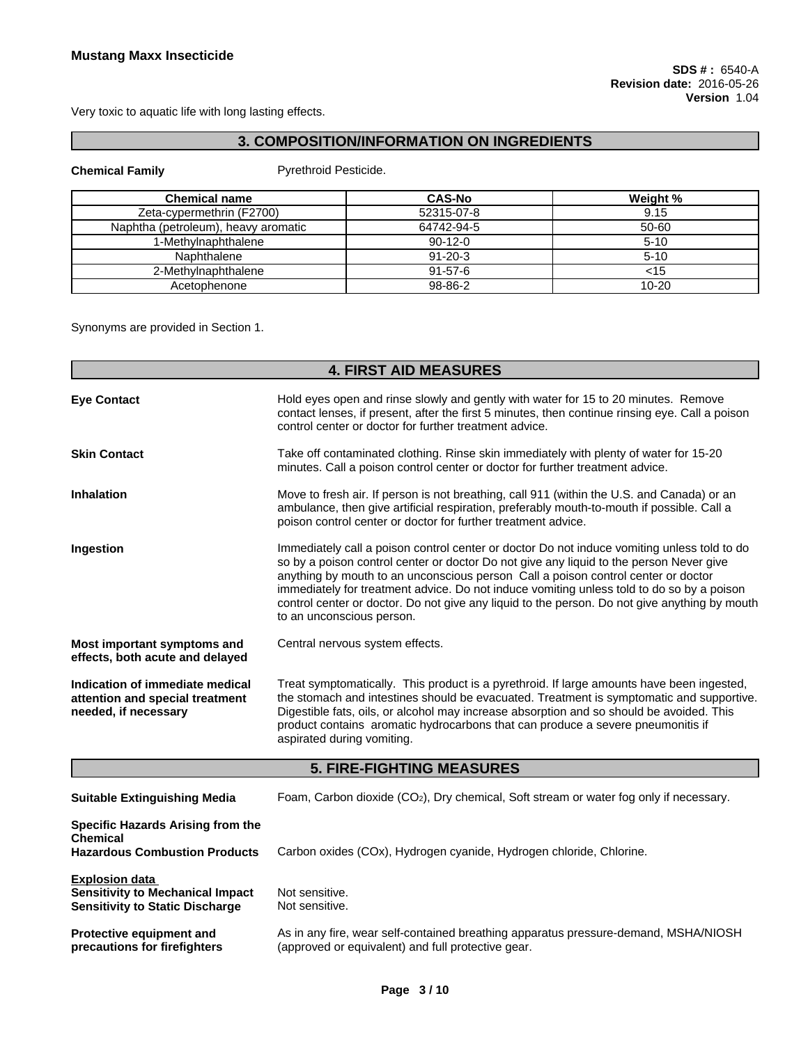Very toxic to aquatic life with long lasting effects.

## 3. COMPOSITION/INFORMATION ON INGREDIENTS

**Chemical Family** Pyrethroid Pesticide.

| Chemical name | CAS-No | Weight % |
|---|---|---|
| Zeta-cypermethrin (F2700) | 52315-07-8 | 9.15 |
| Naphtha (petroleum), heavy aromatic | 64742-94-5 | 50-60 |
| 1-Methylnaphthalene | 90-12-0 | 5-10 |
| Naphthalene | 91-20-3 | 5-10 |
| 2-Methylnaphthalene | 91-57-6 | <15 |
| Acetophenone | 98-86-2 | 10-20 |

Synonyms are provided in Section 1.

## 4. FIRST AID MEASURES

**Eye Contact** Hold eyes open and rinse slowly and gently with water for 15 to 20 minutes. Remove contact lenses, if present, after the first 5 minutes, then continue rinsing eye. Call a poison control center or doctor for further treatment advice.

**Skin Contact** Take off contaminated clothing. Rinse skin immediately with plenty of water for 15-20 minutes. Call a poison control center or doctor for further treatment advice.

**Inhalation** Move to fresh air. If person is not breathing, call 911 (within the U.S. and Canada) or an ambulance, then give artificial respiration, preferably mouth-to-mouth if possible. Call a poison control center or doctor for further treatment advice.

**Ingestion** Immediately call a poison control center or doctor Do not induce vomiting unless told to do so by a poison control center or doctor Do not give any liquid to the person Never give anything by mouth to an unconscious person Call a poison control center or doctor immediately for treatment advice. Do not induce vomiting unless told to do so by a poison control center or doctor. Do not give any liquid to the person. Do not give anything by mouth to an unconscious person.

**Most important symptoms and effects, both acute and delayed** Central nervous system effects.

**Indication of immediate medical attention and special treatment needed, if necessary** Treat symptomatically. This product is a pyrethroid. If large amounts have been ingested, the stomach and intestines should be evacuated. Treatment is symptomatic and supportive. Digestible fats, oils, or alcohol may increase absorption and so should be avoided. This product contains aromatic hydrocarbons that can produce a severe pneumonitis if aspirated during vomiting.

## 5. FIRE-FIGHTING MEASURES

**Suitable Extinguishing Media** Foam, Carbon dioxide ($CO_2$), Dry chemical, Soft stream or water fog only if necessary.

**Specific Hazards Arising from the Chemical**
**Hazardous Combustion Products** Carbon oxides (COx), Hydrogen cyanide, Hydrogen chloride, Chlorine.

**Explosion data**
**Sensitivity to Mechanical Impact** Not sensitive.
**Sensitivity to Static Discharge** Not sensitive.

**Protective equipment and precautions for firefighters** As in any fire, wear self-contained breathing apparatus pressure-demand, MSHA/NIOSH (approved or equivalent) and full protective gear.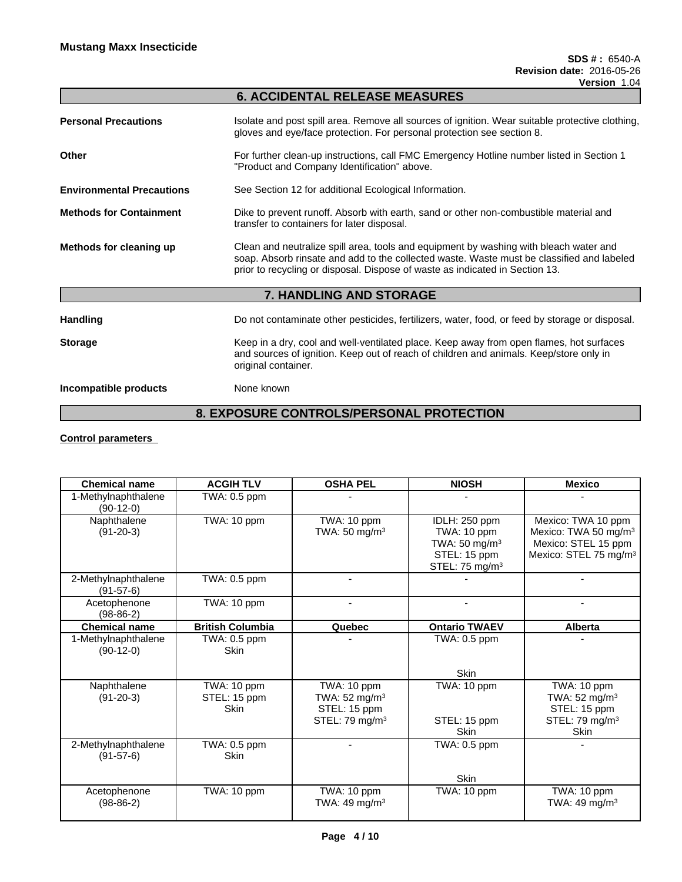## 6. ACCIDENTAL RELEASE MEASURES

**Personal Precautions** Isolate and post spill area. Remove all sources of ignition. Wear suitable protective clothing, gloves and eye/face protection. For personal protection see section 8.

**Other** For further clean-up instructions, call FMC Emergency Hotline number listed in Section 1 "Product and Company Identification" above.

**Environmental Precautions** See Section 12 for additional Ecological Information.

**Methods for Containment** Dike to prevent runoff. Absorb with earth, sand or other non-combustible material and transfer to containers for later disposal.

**Methods for cleaning up** Clean and neutralize spill area, tools and equipment by washing with bleach water and soap. Absorb rinsate and add to the collected waste. Waste must be classified and labeled prior to recycling or disposal. Dispose of waste as indicated in Section 13.

## 7. HANDLING AND STORAGE

**Handling** Do not contaminate other pesticides, fertilizers, water, food, or feed by storage or disposal.

**Storage** Keep in a dry, cool and well-ventilated place. Keep away from open flames, hot surfaces and sources of ignition. Keep out of reach of children and animals. Keep/store only in original container.

**Incompatible products** None known

## 8. EXPOSURE CONTROLS/PERSONAL PROTECTION

**Control parameters**

| Chemical name | ACGIH TLV | OSHA PEL | NIOSH | Mexico |
|---|---|---|---|---|
| 1-Methylnaphthalene (90-12-0) | TWA: 0.5 ppm | - | - | - |
| Naphthalene (91-20-3) | TWA: 10 ppm | TWA: 10 ppm<br>TWA: 50 mg/m³ | IDLH: 250 ppm<br>TWA: 10 ppm<br>TWA: 50 mg/m³<br>STEL: 15 ppm<br>STEL: 75 mg/m³ | Mexico: TWA 10 ppm<br>Mexico: TWA 50 mg/m³<br>Mexico: STEL 15 ppm<br>Mexico: STEL 75 mg/m³ |
| 2-Methylnaphthalene (91-57-6) | TWA: 0.5 ppm | - | - | - |
| Acetophenone (98-86-2) | TWA: 10 ppm | - | - | - |
| **Chemical name** | **British Columbia** | **Quebec** | **Ontario TWAEV** | **Alberta** |
| 1-Methylnaphthalene (90-12-0) | TWA: 0.5 ppm<br>Skin | - | TWA: 0.5 ppm<br>Skin | - |
| Naphthalene (91-20-3) | TWA: 10 ppm<br>STEL: 15 ppm<br>Skin | TWA: 10 ppm<br>TWA: 52 mg/m³<br>STEL: 15 ppm<br>STEL: 79 mg/m³ | TWA: 10 ppm<br>STEL: 15 ppm<br>Skin | TWA: 10 ppm<br>TWA: 52 mg/m³<br>STEL: 15 ppm<br>STEL: 79 mg/m³<br>Skin |
| 2-Methylnaphthalene (91-57-6) | TWA: 0.5 ppm<br>Skin | - | TWA: 0.5 ppm<br>Skin | - |
| Acetophenone (98-86-2) | TWA: 10 ppm | TWA: 10 ppm<br>TWA: 49 mg/m³ | TWA: 10 ppm | TWA: 10 ppm<br>TWA: 49 mg/m³ |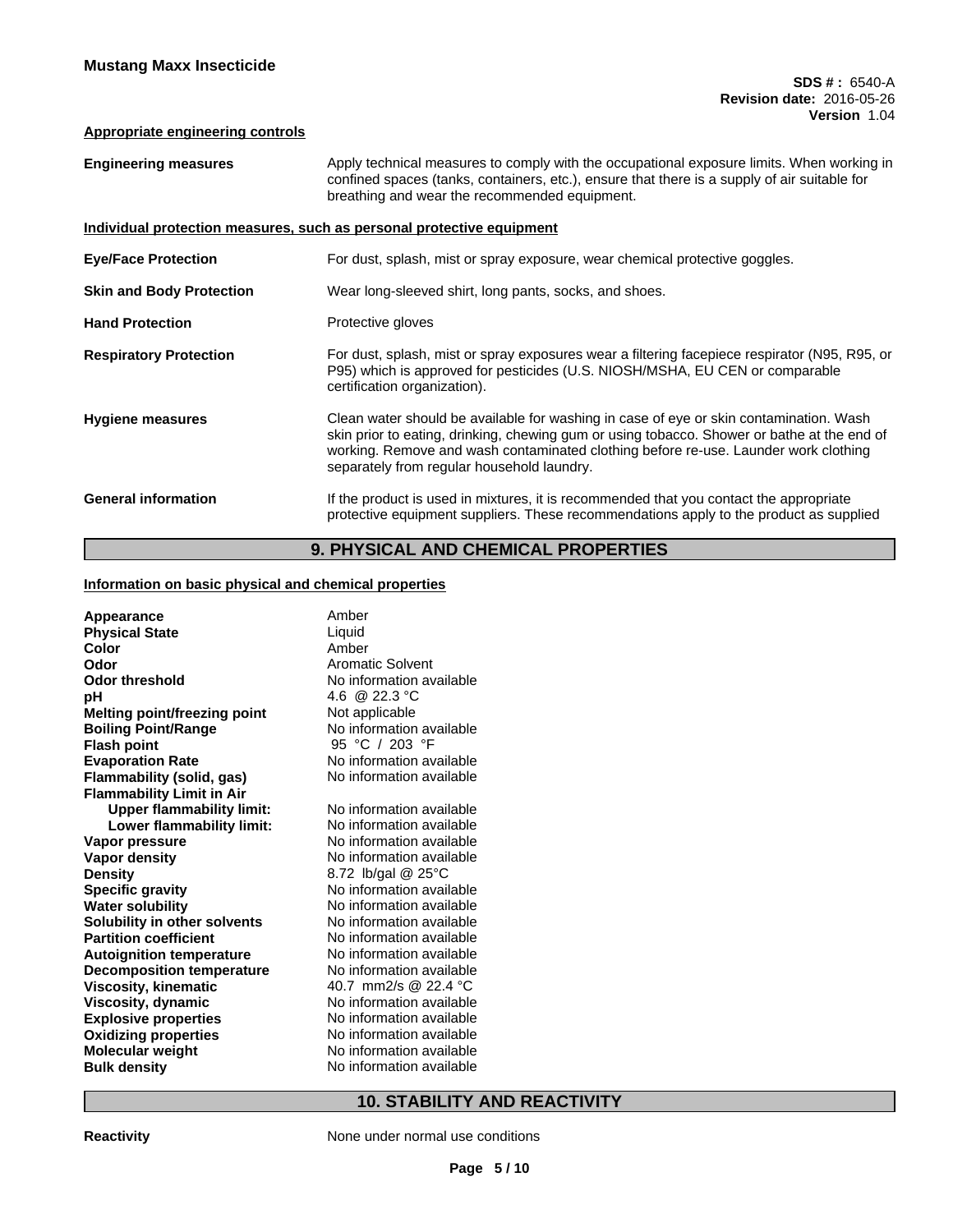#### Appropriate engineering controls

| | |
|---|---|
| **Engineering measures** | Apply technical measures to comply with the occupational exposure limits. When working in confined spaces (tanks, containers, etc.), ensure that there is a supply of air suitable for breathing and wear the recommended equipment. |

#### Individual protection measures, such as personal protective equipment

| | |
|---|---|
| **Eye/Face Protection** | For dust, splash, mist or spray exposure, wear chemical protective goggles. |
| **Skin and Body Protection** | Wear long-sleeved shirt, long pants, socks, and shoes. |
| **Hand Protection** | Protective gloves |
| **Respiratory Protection** | For dust, splash, mist or spray exposures wear a filtering facepiece respirator (N95, R95, or P95) which is approved for pesticides (U.S. NIOSH/MSHA, EU CEN or comparable certification organization). |
| **Hygiene measures** | Clean water should be available for washing in case of eye or skin contamination. Wash skin prior to eating, drinking, chewing gum or using tobacco. Shower or bathe at the end of working. Remove and wash contaminated clothing before re-use. Launder work clothing separately from regular household laundry. |
| **General information** | If the product is used in mixtures, it is recommended that you contact the appropriate protective equipment suppliers. These recommendations apply to the product as supplied |

## 9. PHYSICAL AND CHEMICAL PROPERTIES

#### Information on basic physical and chemical properties

| | |
|---|---|
| **Appearance** | Amber |
| **Physical State** | Liquid |
| **Color** | Amber |
| **Odor** | Aromatic Solvent |
| **Odor threshold** | No information available |
| **pH** | 4.6 @ 22.3 °C |
| **Melting point/freezing point** | Not applicable |
| **Boiling Point/Range** | No information available |
| **Flash point** | 95 °C / 203 °F |
| **Evaporation Rate** | No information available |
| **Flammability (solid, gas)** | No information available |
| **Flammability Limit in Air** | |
| **Upper flammability limit:** | No information available |
| **Lower flammability limit:** | No information available |
| **Vapor pressure** | No information available |
| **Vapor density** | No information available |
| **Density** | 8.72 lb/gal @ 25°C |
| **Specific gravity** | No information available |
| **Water solubility** | No information available |
| **Solubility in other solvents** | No information available |
| **Partition coefficient** | No information available |
| **Autoignition temperature** | No information available |
| **Decomposition temperature** | No information available |
| **Viscosity, kinematic** | 40.7 $mm^2/s$ @ 22.4 °C |
| **Viscosity, dynamic** | No information available |
| **Explosive properties** | No information available |
| **Oxidizing properties** | No information available |
| **Molecular weight** | No information available |
| **Bulk density** | No information available |

## 10. STABILITY AND REACTIVITY

| | |
|---|---|
| **Reactivity** | None under normal use conditions |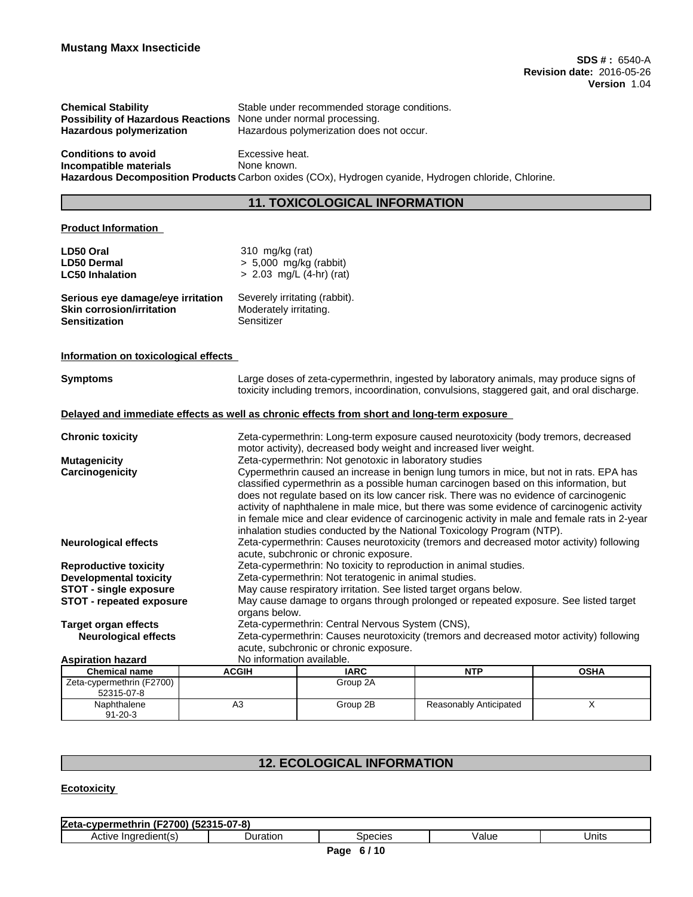| | |
|---|---|
| **Chemical Stability** | Stable under recommended storage conditions. |
| **Possibility of Hazardous Reactions** | None under normal processing. |
| **Hazardous polymerization** | Hazardous polymerization does not occur. |

| | |
|---|---|
| **Conditions to avoid** | Excessive heat. |
| **Incompatible materials** | None known. |
| **Hazardous Decomposition Products** | Carbon oxides (COx), Hydrogen cyanide, Hydrogen chloride, Chlorine. |

## 11. TOXICOLOGICAL INFORMATION

**Product Information**

| | |
|---|---|
| **LD50 Oral** | 310 mg/kg (rat) |
| **LD50 Dermal** | > 5,000 mg/kg (rabbit) |
| **LC50 Inhalation** | > 2.03 mg/L (4-hr) (rat) |

| | |
|---|---|
| **Serious eye damage/eye irritation** | Severely irritating (rabbit). |
| **Skin corrosion/irritation** | Moderately irritating. |
| **Sensitization** | Sensitizer |

**Information on toxicological effects**

| | |
|---|---|
| **Symptoms** | Large doses of zeta-cypermethrin, ingested by laboratory animals, may produce signs of toxicity including tremors, incoordination, convulsions, staggered gait, and oral discharge. |

**Delayed and immediate effects as well as chronic effects from short and long-term exposure**

| | |
|---|---|
| **Chronic toxicity** | Zeta-cypermethrin: Long-term exposure caused neurotoxicity (body tremors, decreased motor activity), decreased body weight and increased liver weight. |
| **Mutagenicity** | Zeta-cypermethrin: Not genotoxic in laboratory studies |
| **Carcinogenicity** | Cypermethrin caused an increase in benign lung tumors in mice, but not in rats. EPA has classified cypermethrin as a possible human carcinogen based on this information, but does not regulate based on its low cancer risk. There was no evidence of carcinogenic activity of naphthalene in male mice, but there was some evidence of carcinogenic activity in female mice and clear evidence of carcinogenic activity in male and female rats in 2-year inhalation studies conducted by the National Toxicology Program (NTP). |
| **Neurological effects** | Zeta-cypermethrin: Causes neurotoxicity (tremors and decreased motor activity) following acute, subchronic or chronic exposure. |
| **Reproductive toxicity** | Zeta-cypermethrin: No toxicity to reproduction in animal studies. |
| **Developmental toxicity** | Zeta-cypermethrin: Not teratogenic in animal studies. |
| **STOT - single exposure** | May cause respiratory irritation. See listed target organs below. |
| **STOT - repeated exposure** | May cause damage to organs through prolonged or repeated exposure. See listed target organs below. |
| **Target organ effects** | Zeta-cypermethrin: Central Nervous System (CNS), |
| **Neurological effects** | Zeta-cypermethrin: Causes neurotoxicity (tremors and decreased motor activity) following acute, subchronic or chronic exposure. |
| **Aspiration hazard** | No information available. |

| Chemical name | ACGIH | IARC | NTP | OSHA |
|---|---|---|---|---|
| Zeta-cypermethrin (F2700) 52315-07-8 | | Group 2A | | |
| Naphthalene 91-20-3 | A3 | Group 2B | Reasonably Anticipated | X |

## 12. ECOLOGICAL INFORMATION

**Ecotoxicity**

| **Zeta-cypermethrin (F2700) (52315-07-8)** | | | | |
|---|---|---|---|---|
| Active Ingredient(s) | Duration | Species | Value | Units |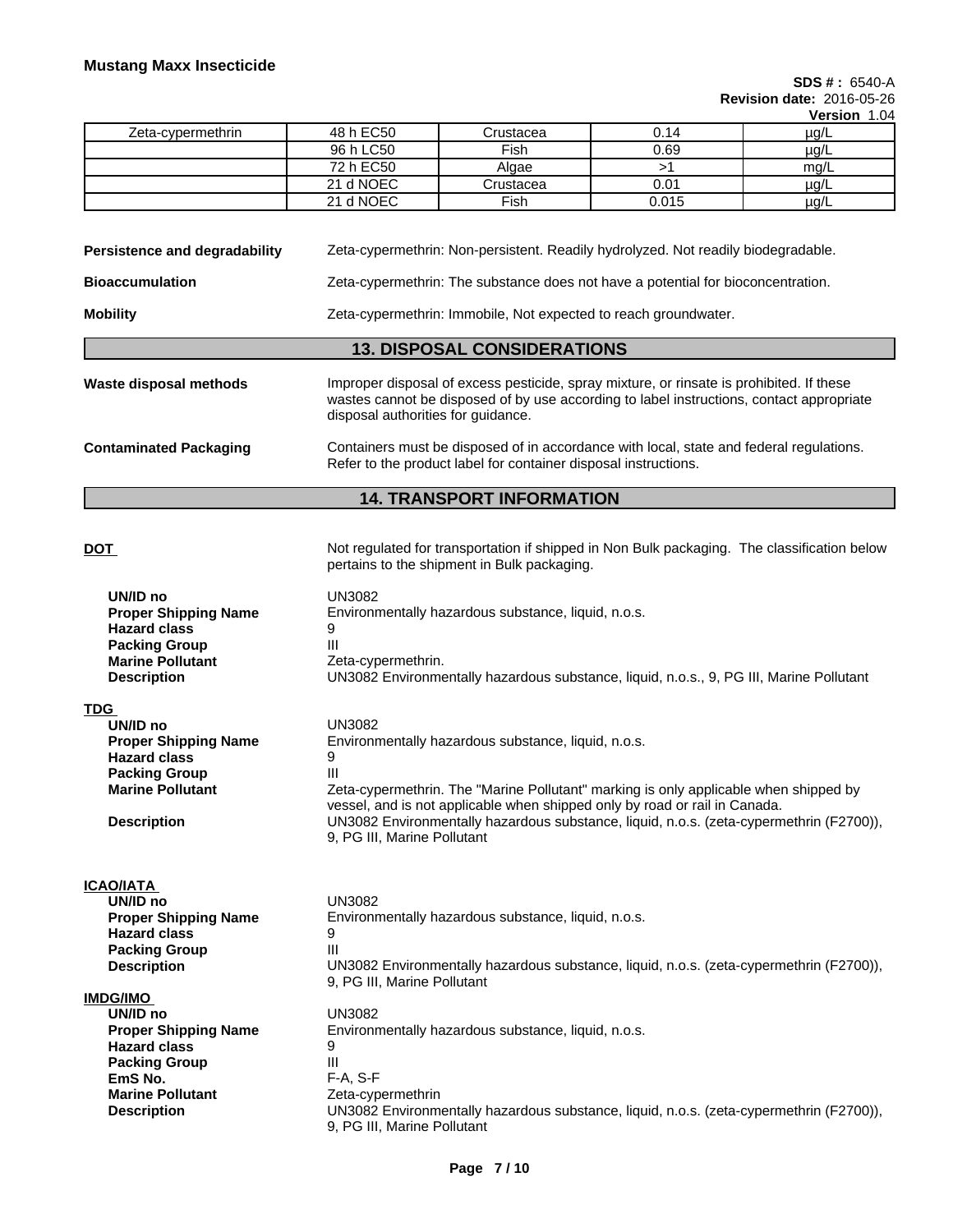| Zeta-cypermethrin | 48 h EC50 | Crustacea | 0.14 | µg/L |
|---|---|---|---|---|
| | 96 h LC50 | Fish | 0.69 | µg/L |
| | 72 h EC50 | Algae | >1 | mg/L |
| | 21 d NOEC | Crustacea | 0.01 | µg/L |
| | 21 d NOEC | Fish | 0.015 | µg/L |

**Persistence and degradability** Zeta-cypermethrin: Non-persistent. Readily hydrolyzed. Not readily biodegradable.

**Bioaccumulation** Zeta-cypermethrin: The substance does not have a potential for bioconcentration.

**Mobility** Zeta-cypermethrin: Immobile, Not expected to reach groundwater.

## 13. DISPOSAL CONSIDERATIONS

**Waste disposal methods** Improper disposal of excess pesticide, spray mixture, or rinsate is prohibited. If these wastes cannot be disposed of by use according to label instructions, contact appropriate disposal authorities for guidance.

**Contaminated Packaging** Containers must be disposed of in accordance with local, state and federal regulations. Refer to the product label for container disposal instructions.

## 14. TRANSPORT INFORMATION

**DOT** Not regulated for transportation if shipped in Non Bulk packaging. The classification below pertains to the shipment in Bulk packaging.

- **UN/ID no** UN3082
- **Proper Shipping Name** Environmentally hazardous substance, liquid, n.o.s.
- **Hazard class** 9
- **Packing Group** III
- **Marine Pollutant** Zeta-cypermethrin.
- **Description** UN3082 Environmentally hazardous substance, liquid, n.o.s., 9, PG III, Marine Pollutant

**TDG**

- **UN/ID no** UN3082
- **Proper Shipping Name** Environmentally hazardous substance, liquid, n.o.s.
- **Hazard class** 9
- **Packing Group** III
- **Marine Pollutant** Zeta-cypermethrin. The "Marine Pollutant" marking is only applicable when shipped by vessel, and is not applicable when shipped only by road or rail in Canada.
- **Description** UN3082 Environmentally hazardous substance, liquid, n.o.s. (zeta-cypermethrin (F2700)), 9, PG III, Marine Pollutant

**ICAO/IATA**

- **UN/ID no** UN3082
- **Proper Shipping Name** Environmentally hazardous substance, liquid, n.o.s.
- **Hazard class** 9
- **Packing Group** III
- **Description** UN3082 Environmentally hazardous substance, liquid, n.o.s. (zeta-cypermethrin (F2700)), 9, PG III, Marine Pollutant

**IMDG/IMO**

- **UN/ID no** UN3082
- **Proper Shipping Name** Environmentally hazardous substance, liquid, n.o.s.
- **Hazard class** 9
- **Packing Group** III
- **EmS No.** F-A, S-F
- **Marine Pollutant** Zeta-cypermethrin
- **Description** UN3082 Environmentally hazardous substance, liquid, n.o.s. (zeta-cypermethrin (F2700)), 9, PG III, Marine Pollutant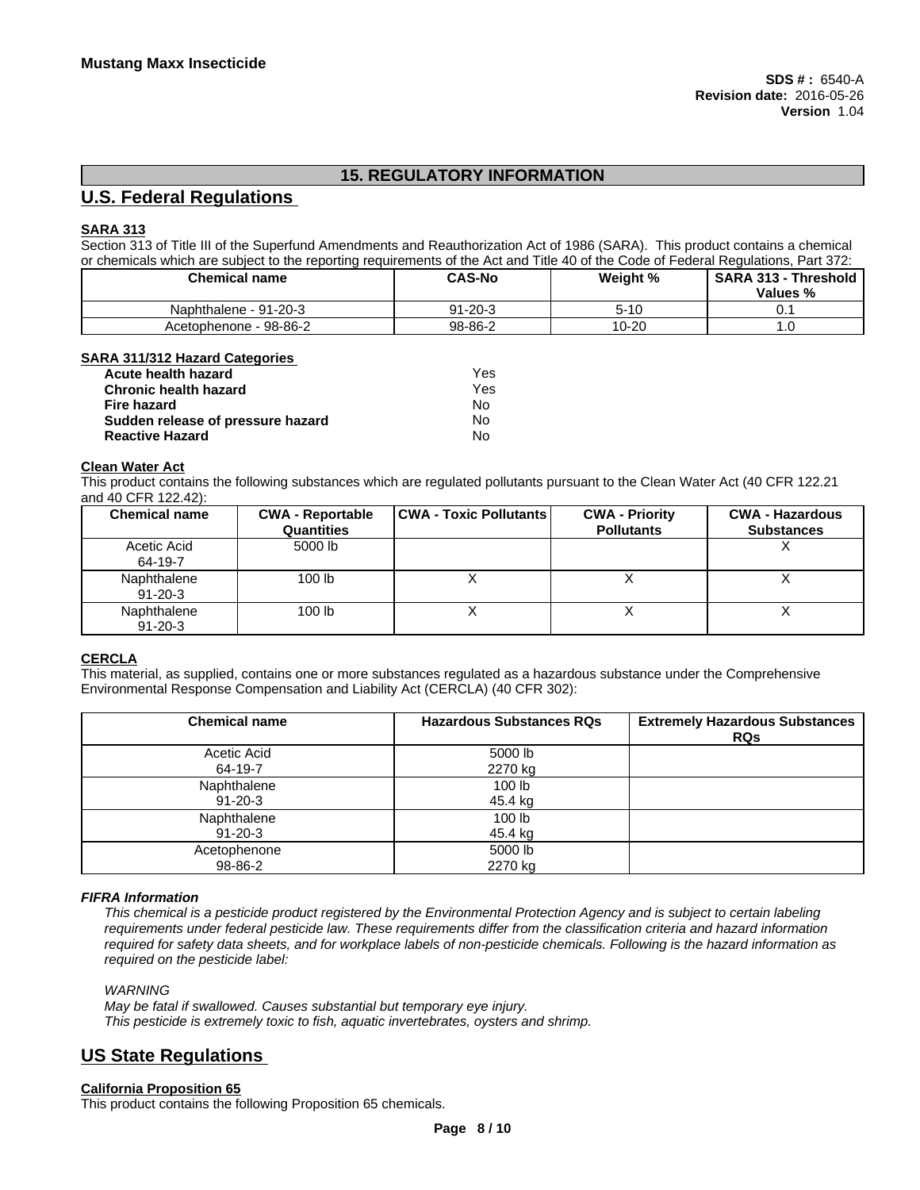## 15. REGULATORY INFORMATION

## U.S. Federal Regulations

### SARA 313

Section 313 of Title III of the Superfund Amendments and Reauthorization Act of 1986 (SARA). This product contains a chemical or chemicals which are subject to the reporting requirements of the Act and Title 40 of the Code of Federal Regulations, Part 372:

| Chemical name | CAS-No | Weight % | SARA 313 - Threshold Values % |
|---|---|---|---|
| Naphthalene - 91-20-3 | 91-20-3 | 5-10 | 0.1 |
| Acetophenone - 98-86-2 | 98-86-2 | 10-20 | 1.0 |

### SARA 311/312 Hazard Categories

| | |
|---|---|
| **Acute health hazard** | Yes |
| **Chronic health hazard** | Yes |
| **Fire hazard** | No |
| **Sudden release of pressure hazard** | No |
| **Reactive Hazard** | No |

### Clean Water Act

This product contains the following substances which are regulated pollutants pursuant to the Clean Water Act (40 CFR 122.21 and 40 CFR 122.42):

| Chemical name | CWA - Reportable Quantities | CWA - Toxic Pollutants | CWA - Priority Pollutants | CWA - Hazardous Substances |
|---|---|---|---|---|
| Acetic Acid 64-19-7 | 5000 lb | | | X |
| Naphthalene 91-20-3 | 100 lb | X | X | X |
| Naphthalene 91-20-3 | 100 lb | X | X | X |

### CERCLA

This material, as supplied, contains one or more substances regulated as a hazardous substance under the Comprehensive Environmental Response Compensation and Liability Act (CERCLA) (40 CFR 302):

| Chemical name | Hazardous Substances RQs | Extremely Hazardous Substances RQs |
|---|---|---|
| Acetic Acid 64-19-7 | 5000 lb 2270 kg | |
| Naphthalene 91-20-3 | 100 lb 45.4 kg | |
| Naphthalene 91-20-3 | 100 lb 45.4 kg | |
| Acetophenone 98-86-2 | 5000 lb 2270 kg | |

### *FIFRA Information*

*This chemical is a pesticide product registered by the Environmental Protection Agency and is subject to certain labeling requirements under federal pesticide law. These requirements differ from the classification criteria and hazard information required for safety data sheets, and for workplace labels of non-pesticide chemicals. Following is the hazard information as required on the pesticide label:*

*WARNING*
*May be fatal if swallowed. Causes substantial but temporary eye injury.*
*This pesticide is extremely toxic to fish, aquatic invertebrates, oysters and shrimp.*

## US State Regulations

### California Proposition 65

This product contains the following Proposition 65 chemicals.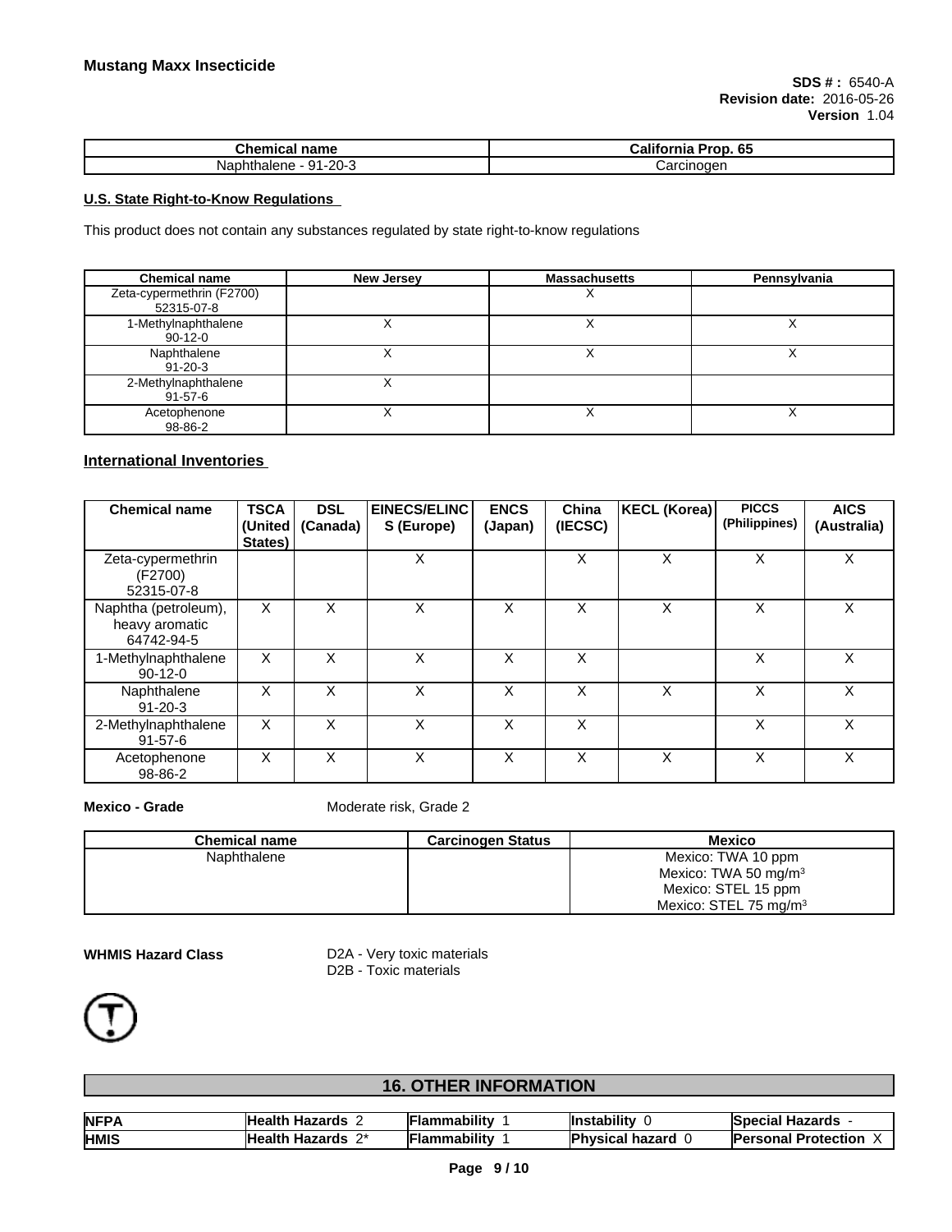| Chemical name | California Prop. 65 |
|---|---|
| Naphthalene - 91-20-3 | Carcinogen |

**U.S. State Right-to-Know Regulations**

This product does not contain any substances regulated by state right-to-know regulations

| Chemical name | New Jersey | Massachusetts | Pennsylvania |
|---|---|---|---|
| Zeta-cypermethrin (F2700)<br>52315-07-8 | | X | |
| 1-Methylnaphthalene<br>90-12-0 | X | X | X |
| Naphthalene<br>91-20-3 | X | X | X |
| 2-Methylnaphthalene<br>91-57-6 | X | | |
| Acetophenone<br>98-86-2 | X | X | X |

**International Inventories**

| Chemical name | TSCA (United States) | DSL (Canada) | EINECS/ELINCS (Europe) | ENCS (Japan) | China (IECSC) | KECL (Korea) | PICCS (Philippines) | AICS (Australia) |
|---|---|---|---|---|---|---|---|---|
| Zeta-cypermethrin (F2700)<br>52315-07-8 | | | X | | X | X | X | X |
| Naphtha (petroleum), heavy aromatic<br>64742-94-5 | X | X | X | X | X | X | X | X |
| 1-Methylnaphthalene<br>90-12-0 | X | X | X | X | X | | X | X |
| Naphthalene<br>91-20-3 | X | X | X | X | X | X | X | X |
| 2-Methylnaphthalene<br>91-57-6 | X | X | X | X | X | | X | X |
| Acetophenone<br>98-86-2 | X | X | X | X | X | X | X | X |

**Mexico - Grade** Moderate risk, Grade 2

| Chemical name | Carcinogen Status | Mexico |
|---|---|---|
| Naphthalene | | Mexico: TWA 10 ppm<br>Mexico: TWA 50 mg/m$^3$<br>Mexico: STEL 15 ppm<br>Mexico: STEL 75 mg/m$^3$ |

**WHMIS Hazard Class** D2A - Very toxic materials
D2B - Toxic materials

## 16. OTHER INFORMATION

| NFPA | Health Hazards 2 | Flammability 1 | Instability 0 | Special Hazards - |
|---|---|---|---|---|
| HMIS | Health Hazards 2* | Flammability 1 | Physical hazard 0 | Personal Protection X |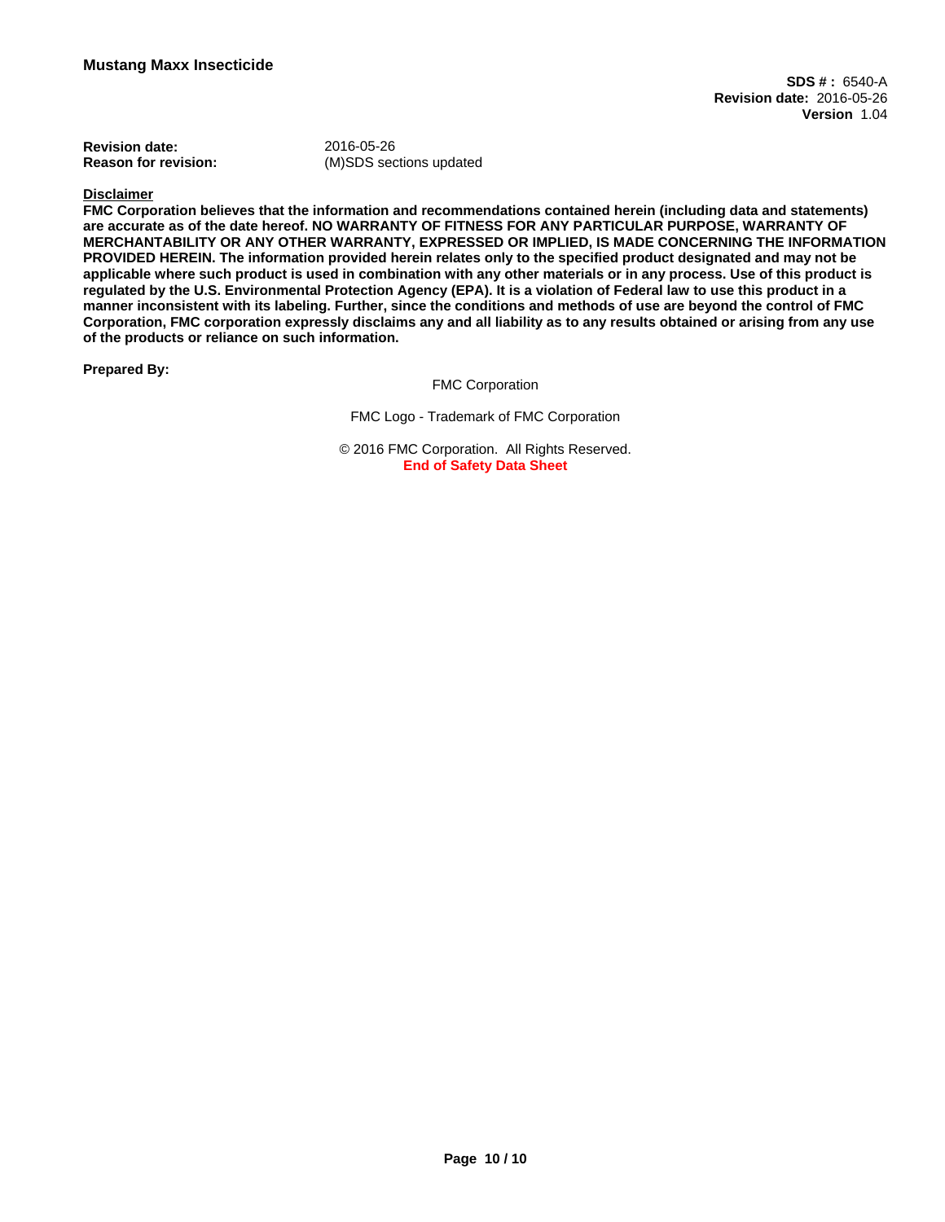**Revision date:** 2016-05-26
**Reason for revision:** (M)SDS sections updated

**Disclaimer**

**FMC Corporation believes that the information and recommendations contained herein (including data and statements) are accurate as of the date hereof. NO WARRANTY OF FITNESS FOR ANY PARTICULAR PURPOSE, WARRANTY OF MERCHANTABILITY OR ANY OTHER WARRANTY, EXPRESSED OR IMPLIED, IS MADE CONCERNING THE INFORMATION PROVIDED HEREIN. The information provided herein relates only to the specified product designated and may not be applicable where such product is used in combination with any other materials or in any process. Use of this product is regulated by the U.S. Environmental Protection Agency (EPA). It is a violation of Federal law to use this product in a manner inconsistent with its labeling. Further, since the conditions and methods of use are beyond the control of FMC Corporation, FMC corporation expressly disclaims any and all liability as to any results obtained or arising from any use of the products or reliance on such information.**

**Prepared By:**

FMC Corporation

FMC Logo - Trademark of FMC Corporation

© 2016 FMC Corporation. All Rights Reserved.

**End of Safety Data Sheet**